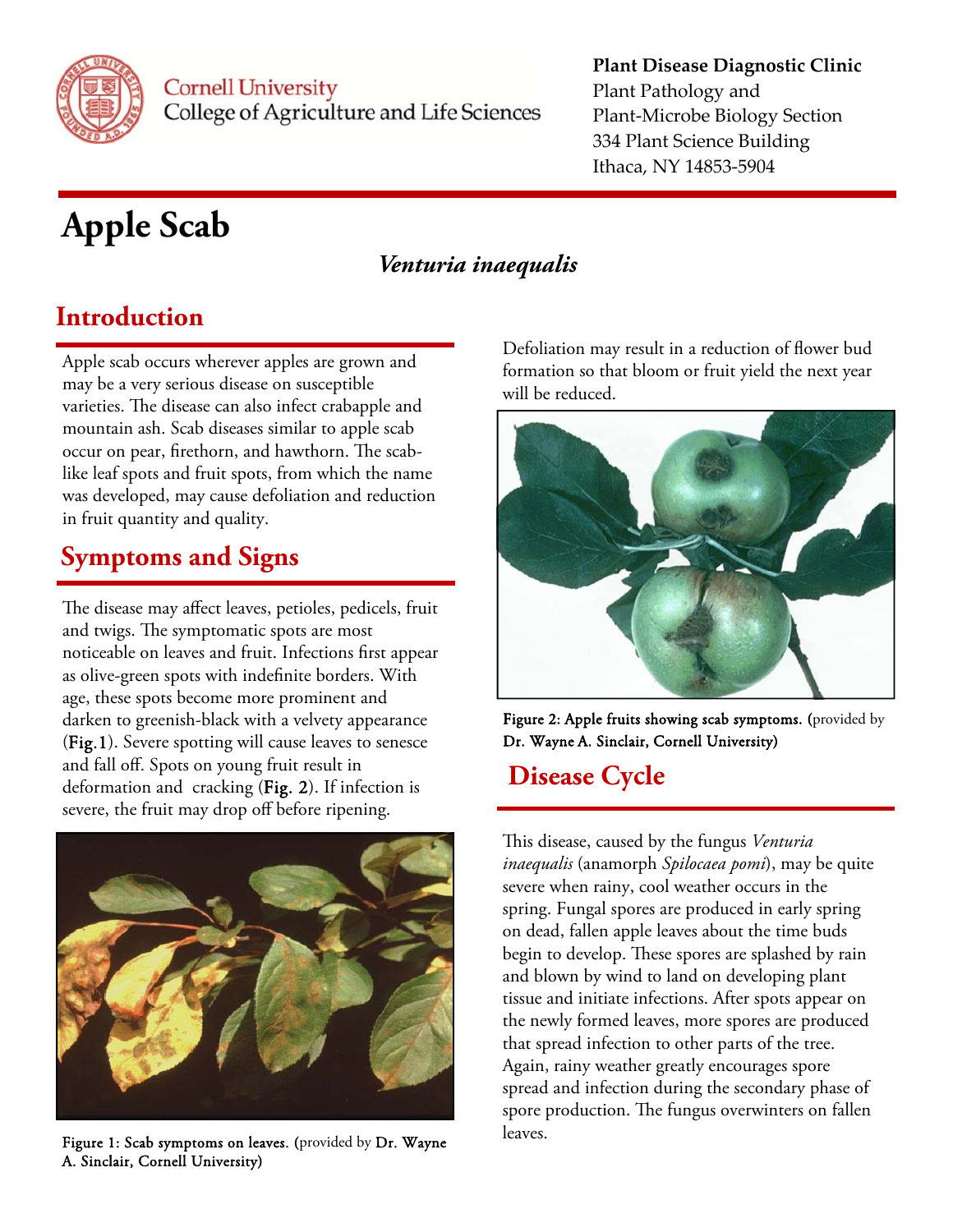Cornell University
College of Agriculture and Life Sciences

**Plant Disease Diagnostic Clinic**
Plant Pathology and
Plant-Microbe Biology Section
334 Plant Science Building
Ithaca, NY 14853-5904

# Apple Scab

### *Venturia inaequalis*

## Introduction

Apple scab occurs wherever apples are grown and may be a very serious disease on susceptible varieties. The disease can also infect crabapple and mountain ash. Scab diseases similar to apple scab occur on pear, firethorn, and hawthorn. The scab-like leaf spots and fruit spots, from which the name was developed, may cause defoliation and reduction in fruit quantity and quality.

## Symptoms and Signs

The disease may affect leaves, petioles, pedicels, fruit and twigs. The symptomatic spots are most noticeable on leaves and fruit. Infections first appear as olive-green spots with indefinite borders. With age, these spots become more prominent and darken to greenish-black with a velvety appearance (**Fig.1**). Severe spotting will cause leaves to senesce and fall off. Spots on young fruit result in deformation and cracking (**Fig. 2**). If infection is severe, the fruit may drop off before ripening.

**Figure 1: Scab symptoms on leaves.** (provided by **Dr. Wayne A. Sinclair, Cornell University)**

Defoliation may result in a reduction of flower bud formation so that bloom or fruit yield the next year will be reduced.

**Figure 2: Apple fruits showing scab symptoms.** (provided by **Dr. Wayne A. Sinclair, Cornell University)**

## Disease Cycle

This disease, caused by the fungus *Venturia inaequalis* (anamorph *Spilocaea pomi*), may be quite severe when rainy, cool weather occurs in the spring. Fungal spores are produced in early spring on dead, fallen apple leaves about the time buds begin to develop. These spores are splashed by rain and blown by wind to land on developing plant tissue and initiate infections. After spots appear on the newly formed leaves, more spores are produced that spread infection to other parts of the tree. Again, rainy weather greatly encourages spore spread and infection during the secondary phase of spore production. The fungus overwinters on fallen leaves.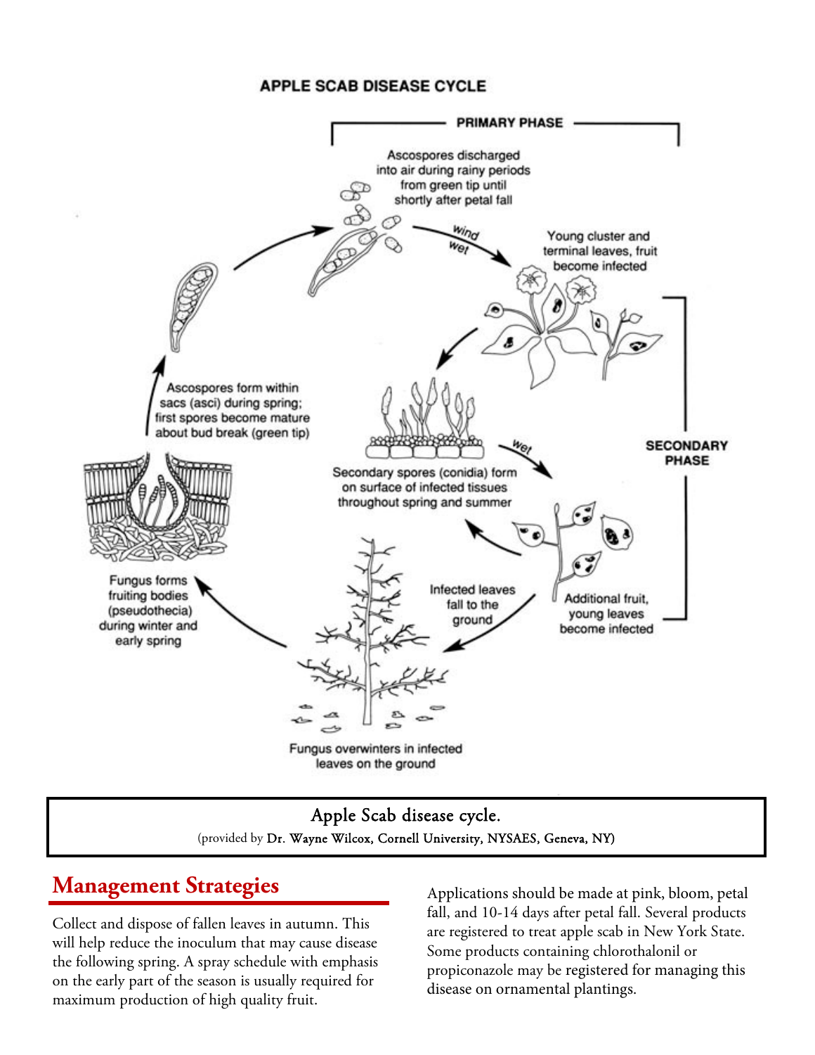## APPLE SCAB DISEASE CYCLE

PRIMARY PHASE

Ascospores discharged into air during rainy periods from green tip until shortly after petal fall

wind wet

Young cluster and terminal leaves, fruit become infected

SECONDARY PHASE

Secondary spores (conidia) form on surface of infected tissues throughout spring and summer

wet

Additional fruit, young leaves become infected

Infected leaves fall to the ground

Fungus overwinters in infected leaves on the ground

Fungus forms fruiting bodies (pseudothecia) during winter and early spring

Ascospores form within sacs (asci) during spring; first spores become mature about bud break (green tip)

Apple Scab disease cycle.

(provided by Dr. Wayne Wilcox, Cornell University, NYSAES, Geneva, NY)

## Management Strategies

Collect and dispose of fallen leaves in autumn. This will help reduce the inoculum that may cause disease the following spring. A spray schedule with emphasis on the early part of the season is usually required for maximum production of high quality fruit.

Applications should be made at pink, bloom, petal fall, and 10-14 days after petal fall. Several products are registered to treat apple scab in New York State. Some products containing chlorothalonil or propiconazole may be registered for managing this disease on ornamental plantings.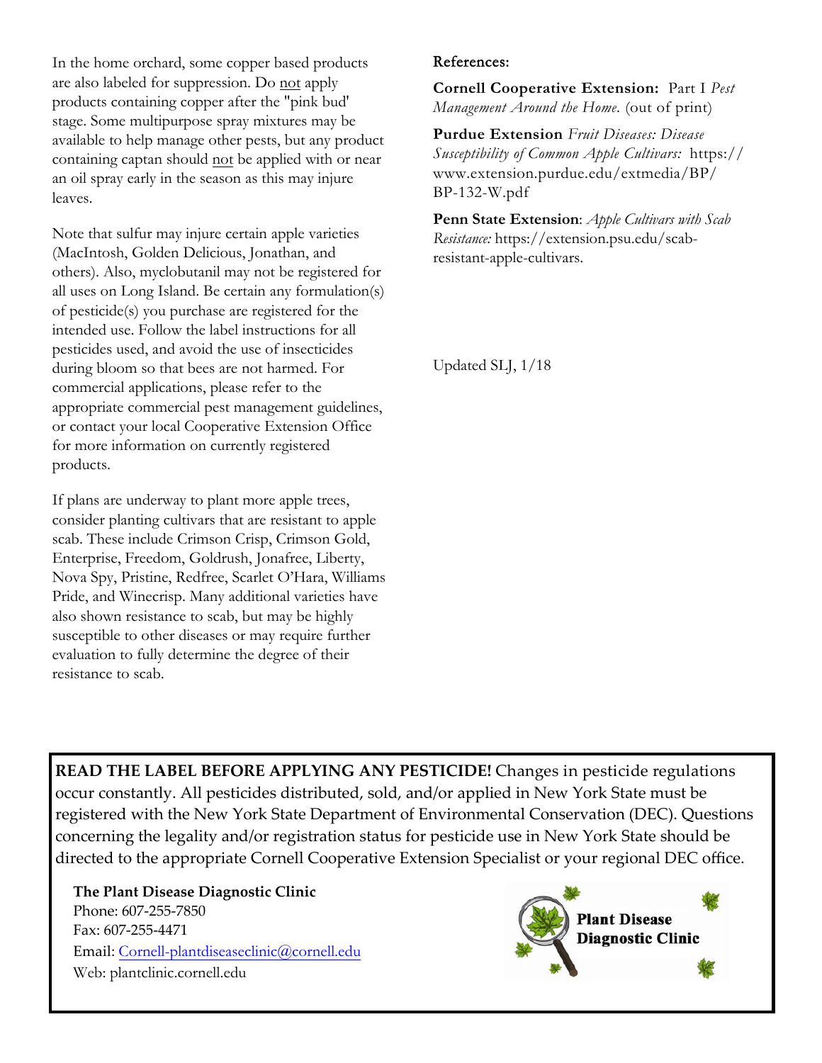In the home orchard, some copper based products are also labeled for suppression. Do not apply products containing copper after the "pink bud' stage. Some multipurpose spray mixtures may be available to help manage other pests, but any product containing captan should not be applied with or near an oil spray early in the season as this may injure leaves.

Note that sulfur may injure certain apple varieties (MacIntosh, Golden Delicious, Jonathan, and others). Also, myclobutanil may not be registered for all uses on Long Island. Be certain any formulation(s) of pesticide(s) you purchase are registered for the intended use. Follow the label instructions for all pesticides used, and avoid the use of insecticides during bloom so that bees are not harmed. For commercial applications, please refer to the appropriate commercial pest management guidelines, or contact your local Cooperative Extension Office for more information on currently registered products.

If plans are underway to plant more apple trees, consider planting cultivars that are resistant to apple scab. These include Crimson Crisp, Crimson Gold, Enterprise, Freedom, Goldrush, Jonafree, Liberty, Nova Spy, Pristine, Redfree, Scarlet O'Hara, Williams Pride, and Winecrisp. Many additional varieties have also shown resistance to scab, but may be highly susceptible to other diseases or may require further evaluation to fully determine the degree of their resistance to scab.

References:

**Cornell Cooperative Extension:** Part I *Pest Management Around the Home.* (out of print)

**Purdue Extension** *Fruit Diseases: Disease Susceptibility of Common Apple Cultivars:* https://www.extension.purdue.edu/extmedia/BP/BP-132-W.pdf

**Penn State Extension**: *Apple Cultivars with Scab Resistance:* https://extension.psu.edu/scab-resistant-apple-cultivars.

Updated SLJ, 1/18

**READ THE LABEL BEFORE APPLYING ANY PESTICIDE!** Changes in pesticide regulations occur constantly. All pesticides distributed, sold, and/or applied in New York State must be registered with the New York State Department of Environmental Conservation (DEC). Questions concerning the legality and/or registration status for pesticide use in New York State should be directed to the appropriate Cornell Cooperative Extension Specialist or your regional DEC office.

**The Plant Disease Diagnostic Clinic**
Phone: 607-255-7850
Fax: 607-255-4471
Email: Cornell-plantdiseaseclinic@cornell.edu
Web: plantclinic.cornell.edu

Plant Disease Diagnostic Clinic